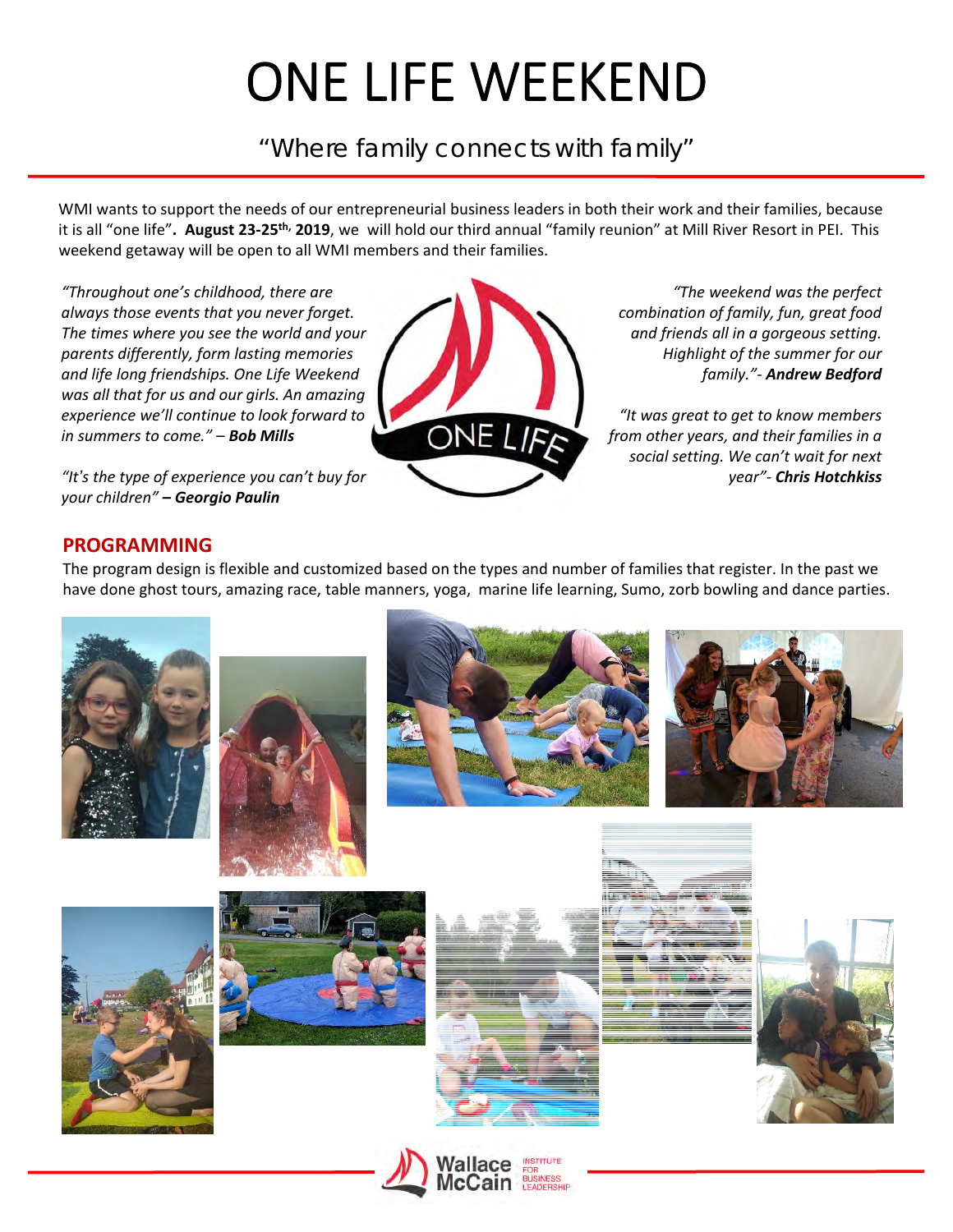# ONE LIFE WEEKEND

## "Where family connects with family"

WMI wants to support the needs of our entrepreneurial business leaders in both their work and their families, because it is all "one life". **August 23-25th, 2019**, we will hold our third annual "family reunion" at Mill River Resort in PEI. This weekend getaway will be open to all WMI members and their families.

*"Throughout one's childhood, there are always those events that you never forget. The times where you see the world and your parents differently, form lasting memories and life long friendships. One Life Weekend was all that for us and our girls. An amazing experience we'll continue to look forward to in summers to come." – **Bob Mills***

*"It's the type of experience you can't buy for your children" **– Georgio Paulin***

*"The weekend was the perfect combination of family, fun, great food and friends all in a gorgeous setting. Highlight of the summer for our family."- **Andrew Bedford***

*"It was great to get to know members from other years, and their families in a social setting. We can't wait for next year"- **Chris Hotchkiss***

## PROGRAMMING

The program design is flexible and customized based on the types and number of families that register. In the past we have done ghost tours, amazing race, table manners, yoga, marine life learning, Sumo, zorb bowling and dance parties.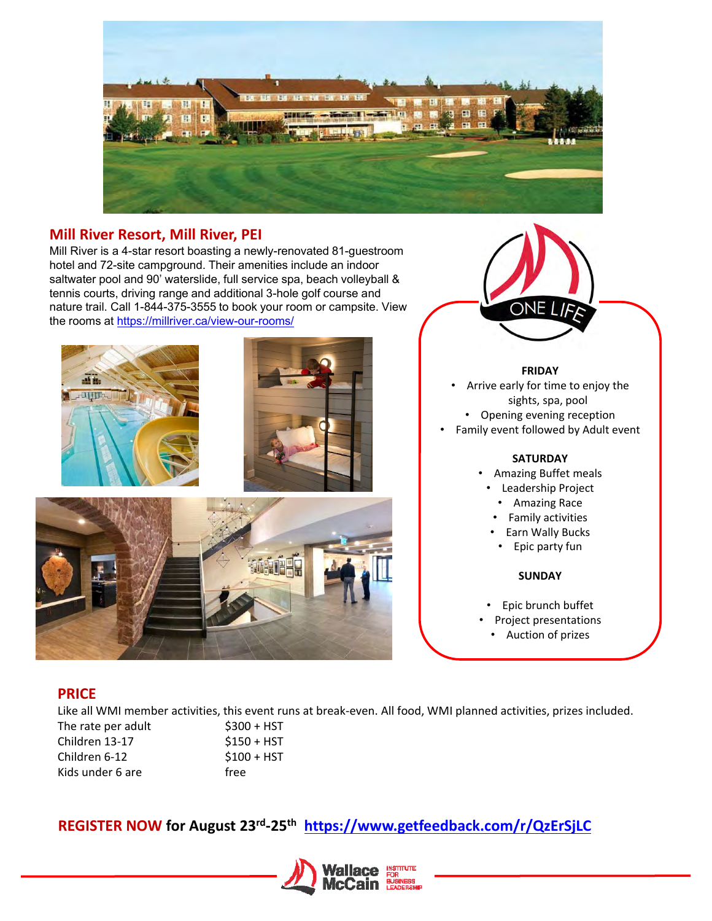## Mill River Resort, Mill River, PEI

Mill River is a 4-star resort boasting a newly-renovated 81-guestroom hotel and 72-site campground. Their amenities include an indoor saltwater pool and 90' waterslide, full service spa, beach volleyball & tennis courts, driving range and additional 3-hole golf course and nature trail. Call 1-844-375-3555 to book your room or campsite. View the rooms at https://millriver.ca/view-our-rooms/

ONE LIFE

**FRIDAY**

- Arrive early for time to enjoy the sights, spa, pool
- Opening evening reception
- Family event followed by Adult event

**SATURDAY**

- Amazing Buffet meals
- Leadership Project
- Amazing Race
- Family activities
- Earn Wally Bucks
- Epic party fun

**SUNDAY**

- Epic brunch buffet
- Project presentations
- Auction of prizes

## PRICE

Like all WMI member activities, this event runs at break-even. All food, WMI planned activities, prizes included.

| | |
|---|---|
| The rate per adult | $300 + HST |
| Children 13-17 | $150 + HST |
| Children 6-12 | $100 + HST |
| Kids under 6 are | free |

**REGISTER NOW for August 23rd-25th https://www.getfeedback.com/r/QzErSjLC**

Wallace McCain Institute for Business Leadership